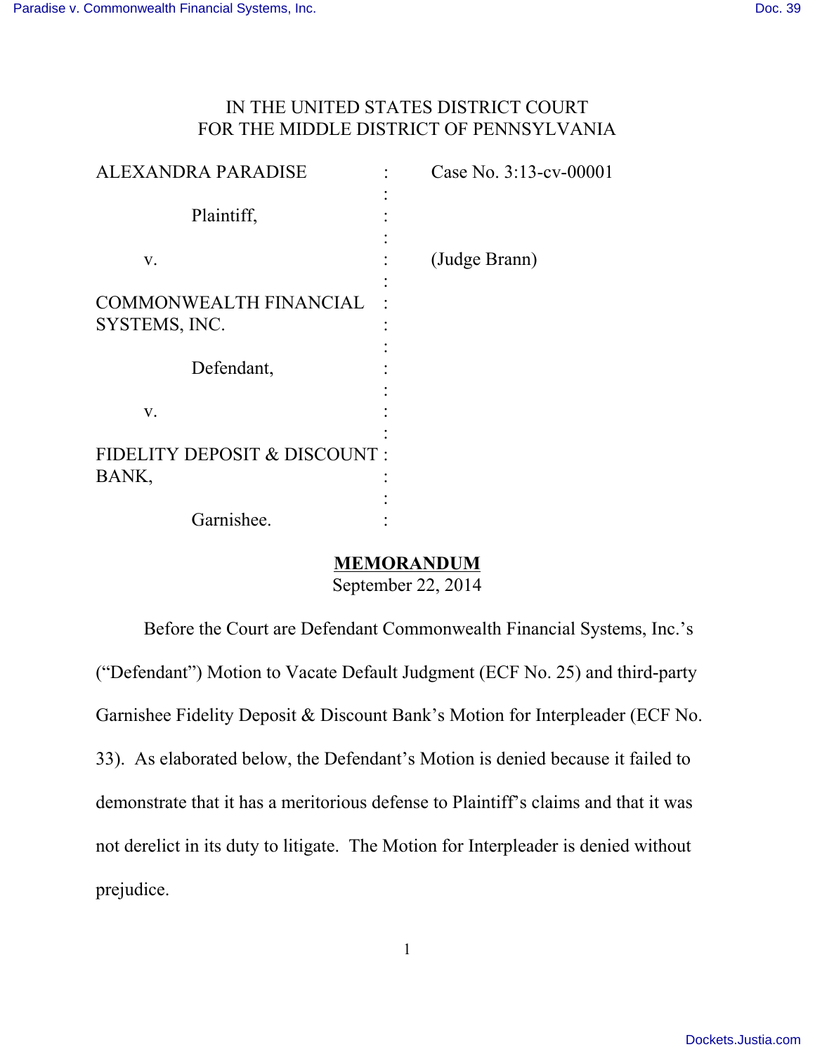IN THE UNITED STATES DISTRICT COURT
FOR THE MIDDLE DISTRICT OF PENNSYLVANIA

| | | |
|---|---|---|
| ALEXANDRA PARADISE | : | Case No. 3:13-cv-00001 |
| Plaintiff, | : | |
| v. | : | (Judge Brann) |
| COMMONWEALTH FINANCIAL SYSTEMS, INC. | : | |
| Defendant, | : | |
| v. | : | |
| FIDELITY DEPOSIT & DISCOUNT BANK, | : | |
| Garnishee. | : | |

**MEMORANDUM**

September 22, 2014

Before the Court are Defendant Commonwealth Financial Systems, Inc.'s ("Defendant") Motion to Vacate Default Judgment (ECF No. 25) and third-party Garnishee Fidelity Deposit & Discount Bank's Motion for Interpleader (ECF No. 33). As elaborated below, the Defendant's Motion is denied because it failed to demonstrate that it has a meritorious defense to Plaintiff's claims and that it was not derelict in its duty to litigate. The Motion for Interpleader is denied without prejudice.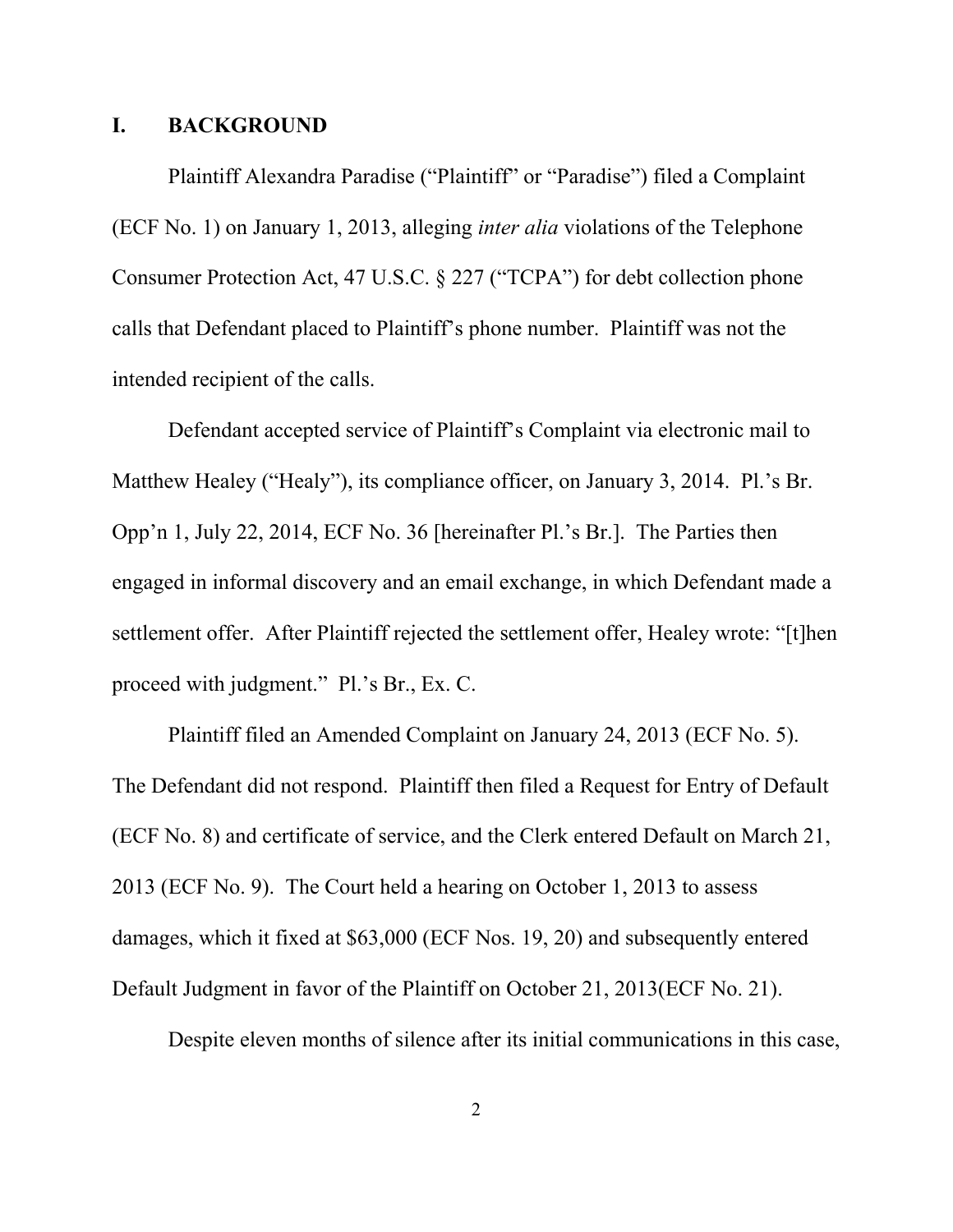## I. BACKGROUND

Plaintiff Alexandra Paradise ("Plaintiff" or "Paradise") filed a Complaint (ECF No. 1) on January 1, 2013, alleging *inter alia* violations of the Telephone Consumer Protection Act, 47 U.S.C. § 227 ("TCPA") for debt collection phone calls that Defendant placed to Plaintiff's phone number. Plaintiff was not the intended recipient of the calls.

Defendant accepted service of Plaintiff's Complaint via electronic mail to Matthew Healey ("Healy"), its compliance officer, on January 3, 2014. Pl.'s Br. Opp'n 1, July 22, 2014, ECF No. 36 [hereinafter Pl.'s Br.]. The Parties then engaged in informal discovery and an email exchange, in which Defendant made a settlement offer. After Plaintiff rejected the settlement offer, Healey wrote: "[t]hen proceed with judgment." Pl.'s Br., Ex. C.

Plaintiff filed an Amended Complaint on January 24, 2013 (ECF No. 5). The Defendant did not respond. Plaintiff then filed a Request for Entry of Default (ECF No. 8) and certificate of service, and the Clerk entered Default on March 21, 2013 (ECF No. 9). The Court held a hearing on October 1, 2013 to assess damages, which it fixed at $63,000 (ECF Nos. 19, 20) and subsequently entered Default Judgment in favor of the Plaintiff on October 21, 2013(ECF No. 21).

Despite eleven months of silence after its initial communications in this case,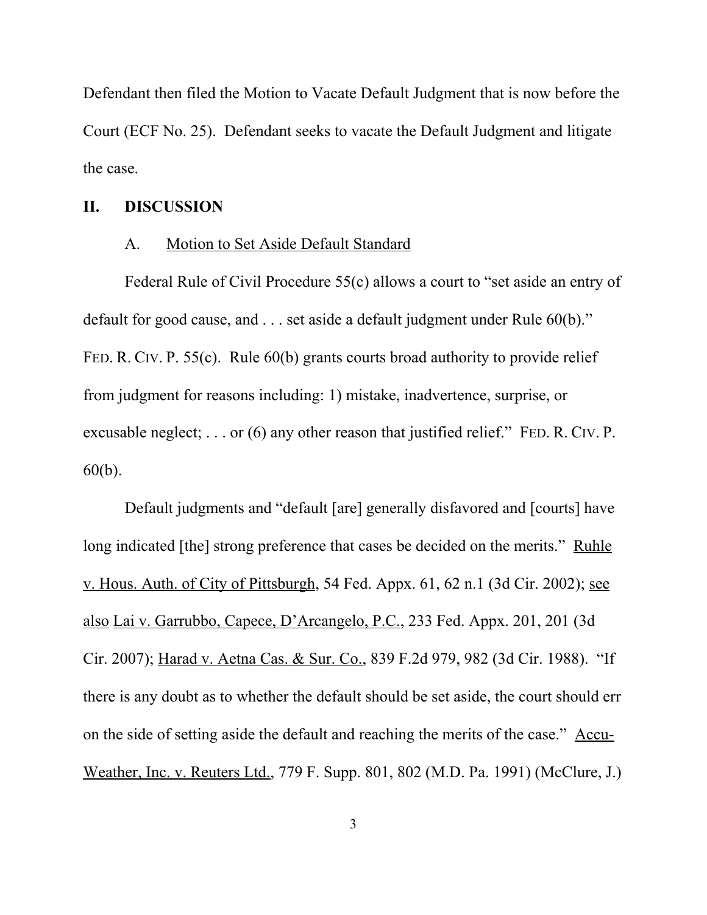Defendant then filed the Motion to Vacate Default Judgment that is now before the Court (ECF No. 25). Defendant seeks to vacate the Default Judgment and litigate the case.

## II. DISCUSSION

### A. Motion to Set Aside Default Standard

Federal Rule of Civil Procedure 55(c) allows a court to "set aside an entry of default for good cause, and . . . set aside a default judgment under Rule 60(b)." FED. R. CIV. P. 55(c). Rule 60(b) grants courts broad authority to provide relief from judgment for reasons including: 1) mistake, inadvertence, surprise, or excusable neglect; . . . or (6) any other reason that justified relief." FED. R. CIV. P. 60(b).

Default judgments and "default [are] generally disfavored and [courts] have long indicated [the] strong preference that cases be decided on the merits." Ruhle v. Hous. Auth. of City of Pittsburgh, 54 Fed. Appx. 61, 62 n.1 (3d Cir. 2002); see also Lai v. Garrubbo, Capece, D'Arcangelo, P.C., 233 Fed. Appx. 201, 201 (3d Cir. 2007); Harad v. Aetna Cas. & Sur. Co., 839 F.2d 979, 982 (3d Cir. 1988). "If there is any doubt as to whether the default should be set aside, the court should err on the side of setting aside the default and reaching the merits of the case." Accu-Weather, Inc. v. Reuters Ltd., 779 F. Supp. 801, 802 (M.D. Pa. 1991) (McClure, J.)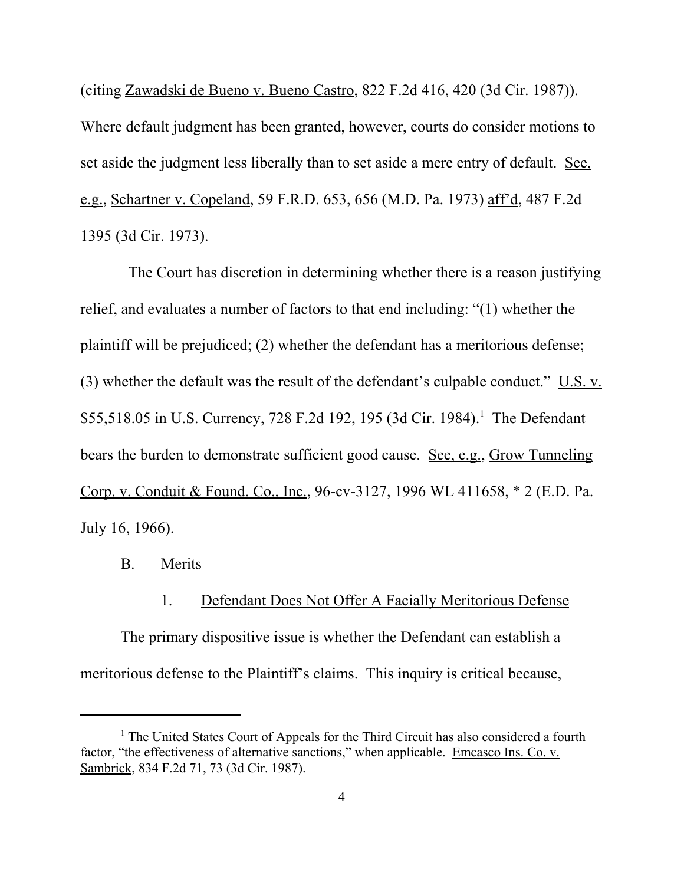(citing Zawadski de Bueno v. Bueno Castro, 822 F.2d 416, 420 (3d Cir. 1987)). Where default judgment has been granted, however, courts do consider motions to set aside the judgment less liberally than to set aside a mere entry of default. See, e.g., Schartner v. Copeland, 59 F.R.D. 653, 656 (M.D. Pa. 1973) aff'd, 487 F.2d 1395 (3d Cir. 1973).

The Court has discretion in determining whether there is a reason justifying relief, and evaluates a number of factors to that end including: "(1) whether the plaintiff will be prejudiced; (2) whether the defendant has a meritorious defense; (3) whether the default was the result of the defendant's culpable conduct." U.S. v. $55,518.05 in U.S. Currency, 728 F.2d 192, 195 (3d Cir. 1984).[1] The Defendant bears the burden to demonstrate sufficient good cause. See, e.g., Grow Tunneling Corp. v. Conduit & Found. Co., Inc., 96-cv-3127, 1996 WL 411658, * 2 (E.D. Pa. July 16, 1966).

B. Merits

1. Defendant Does Not Offer A Facially Meritorious Defense

The primary dispositive issue is whether the Defendant can establish a meritorious defense to the Plaintiff's claims. This inquiry is critical because,

---

[1] The United States Court of Appeals for the Third Circuit has also considered a fourth factor, "the effectiveness of alternative sanctions," when applicable. Emcasco Ins. Co. v. Sambrick, 834 F.2d 71, 73 (3d Cir. 1987).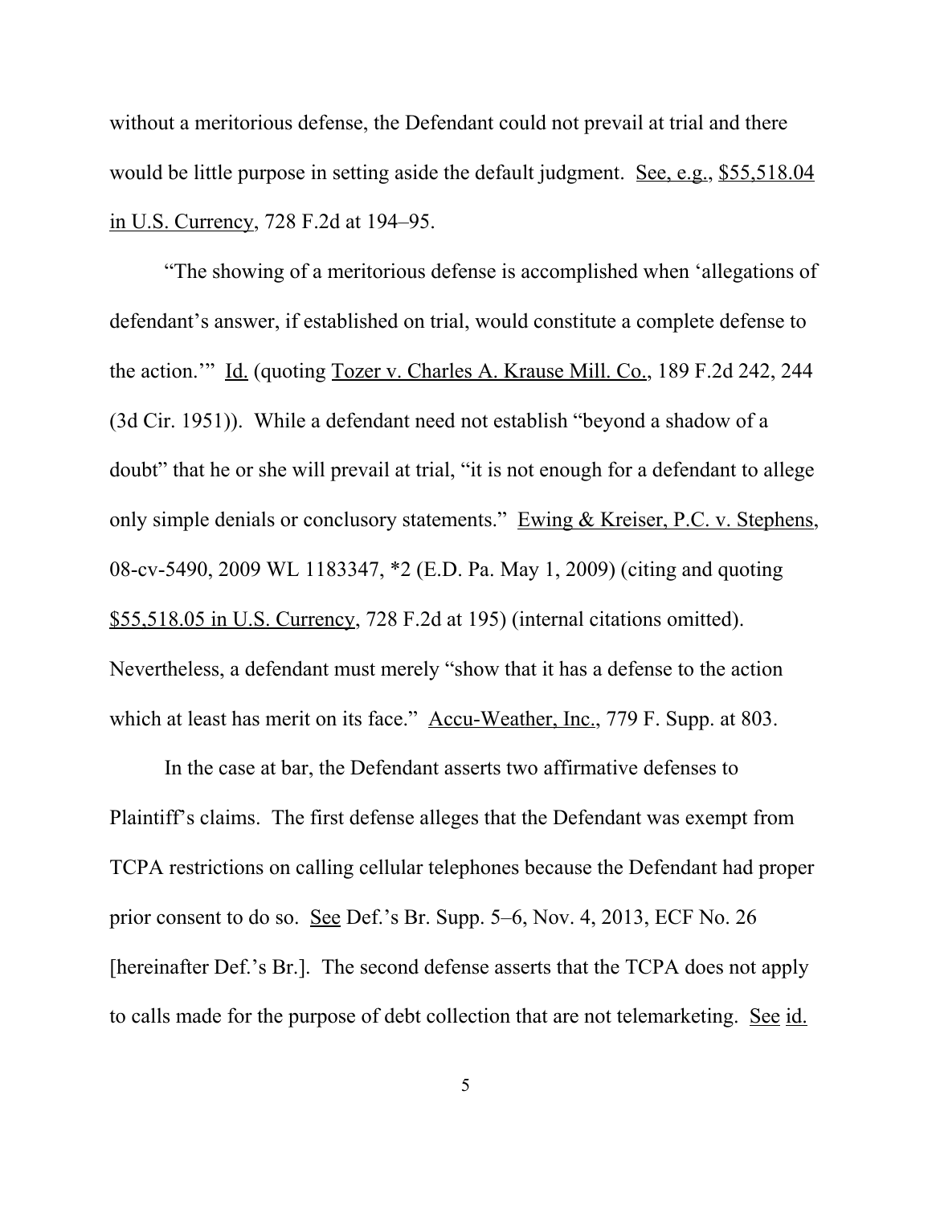without a meritorious defense, the Defendant could not prevail at trial and there would be little purpose in setting aside the default judgment. See, e.g., $55,518.04 in U.S. Currency, 728 F.2d at 194–95.

"The showing of a meritorious defense is accomplished when 'allegations of defendant's answer, if established on trial, would constitute a complete defense to the action.'" Id. (quoting Tozer v. Charles A. Krause Mill. Co., 189 F.2d 242, 244 (3d Cir. 1951)). While a defendant need not establish "beyond a shadow of a doubt" that he or she will prevail at trial, "it is not enough for a defendant to allege only simple denials or conclusory statements." Ewing & Kreiser, P.C. v. Stephens, 08-cv-5490, 2009 WL 1183347, *2 (E.D. Pa. May 1, 2009) (citing and quoting $55,518.05 in U.S. Currency, 728 F.2d at 195) (internal citations omitted). Nevertheless, a defendant must merely "show that it has a defense to the action which at least has merit on its face." Accu-Weather, Inc., 779 F. Supp. at 803.

In the case at bar, the Defendant asserts two affirmative defenses to Plaintiff's claims. The first defense alleges that the Defendant was exempt from TCPA restrictions on calling cellular telephones because the Defendant had proper prior consent to do so. See Def.'s Br. Supp. 5–6, Nov. 4, 2013, ECF No. 26 [hereinafter Def.'s Br.]. The second defense asserts that the TCPA does not apply to calls made for the purpose of debt collection that are not telemarketing. See id.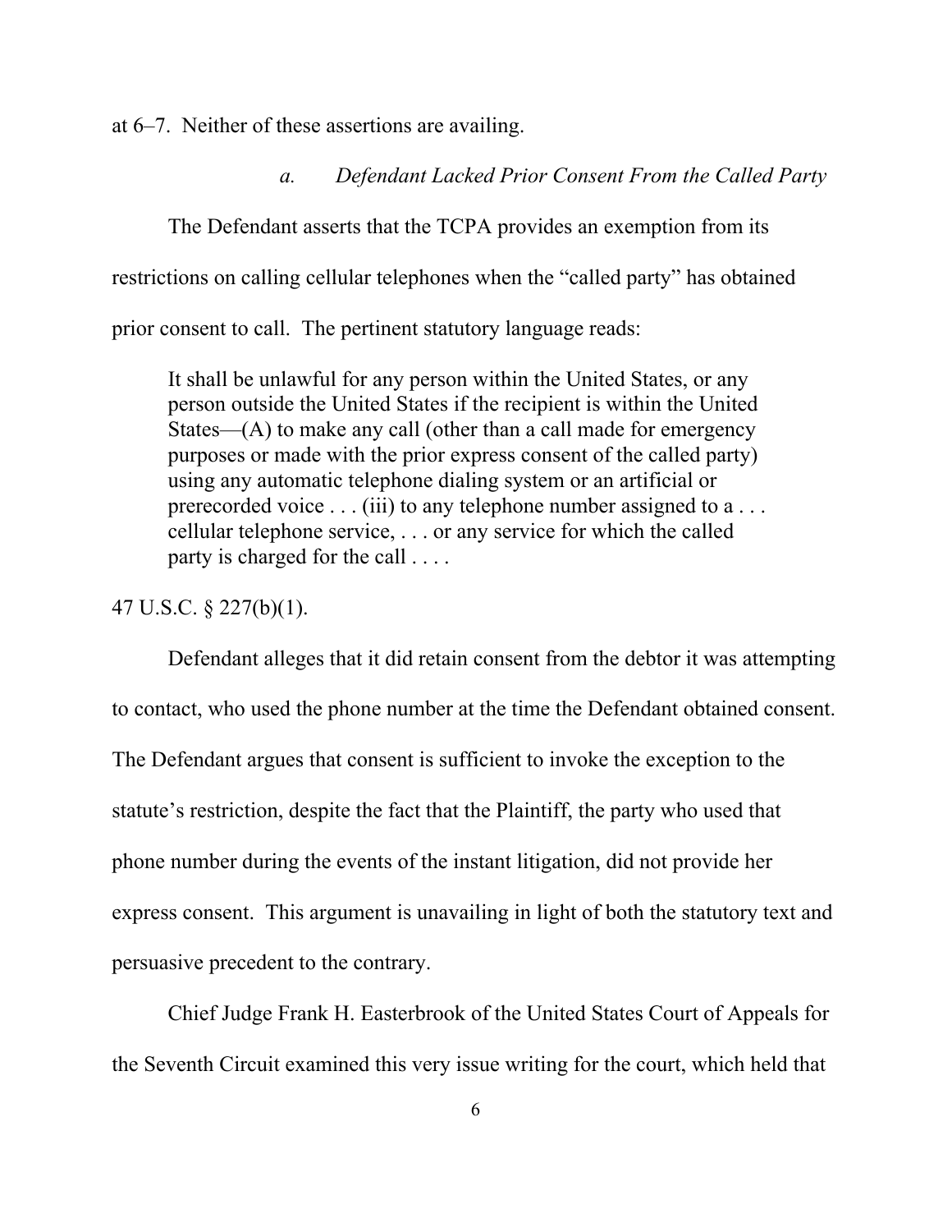at 6–7. Neither of these assertions are availing.

### *a. Defendant Lacked Prior Consent From the Called Party*

The Defendant asserts that the TCPA provides an exemption from its restrictions on calling cellular telephones when the "called party" has obtained prior consent to call. The pertinent statutory language reads:

> It shall be unlawful for any person within the United States, or any person outside the United States if the recipient is within the United States—(A) to make any call (other than a call made for emergency purposes or made with the prior express consent of the called party) using any automatic telephone dialing system or an artificial or prerecorded voice . . . (iii) to any telephone number assigned to a . . . cellular telephone service, . . . or any service for which the called party is charged for the call . . . .

47 U.S.C. § 227(b)(1).

Defendant alleges that it did retain consent from the debtor it was attempting to contact, who used the phone number at the time the Defendant obtained consent. The Defendant argues that consent is sufficient to invoke the exception to the statute's restriction, despite the fact that the Plaintiff, the party who used that phone number during the events of the instant litigation, did not provide her express consent. This argument is unavailing in light of both the statutory text and persuasive precedent to the contrary.

Chief Judge Frank H. Easterbrook of the United States Court of Appeals for the Seventh Circuit examined this very issue writing for the court, which held that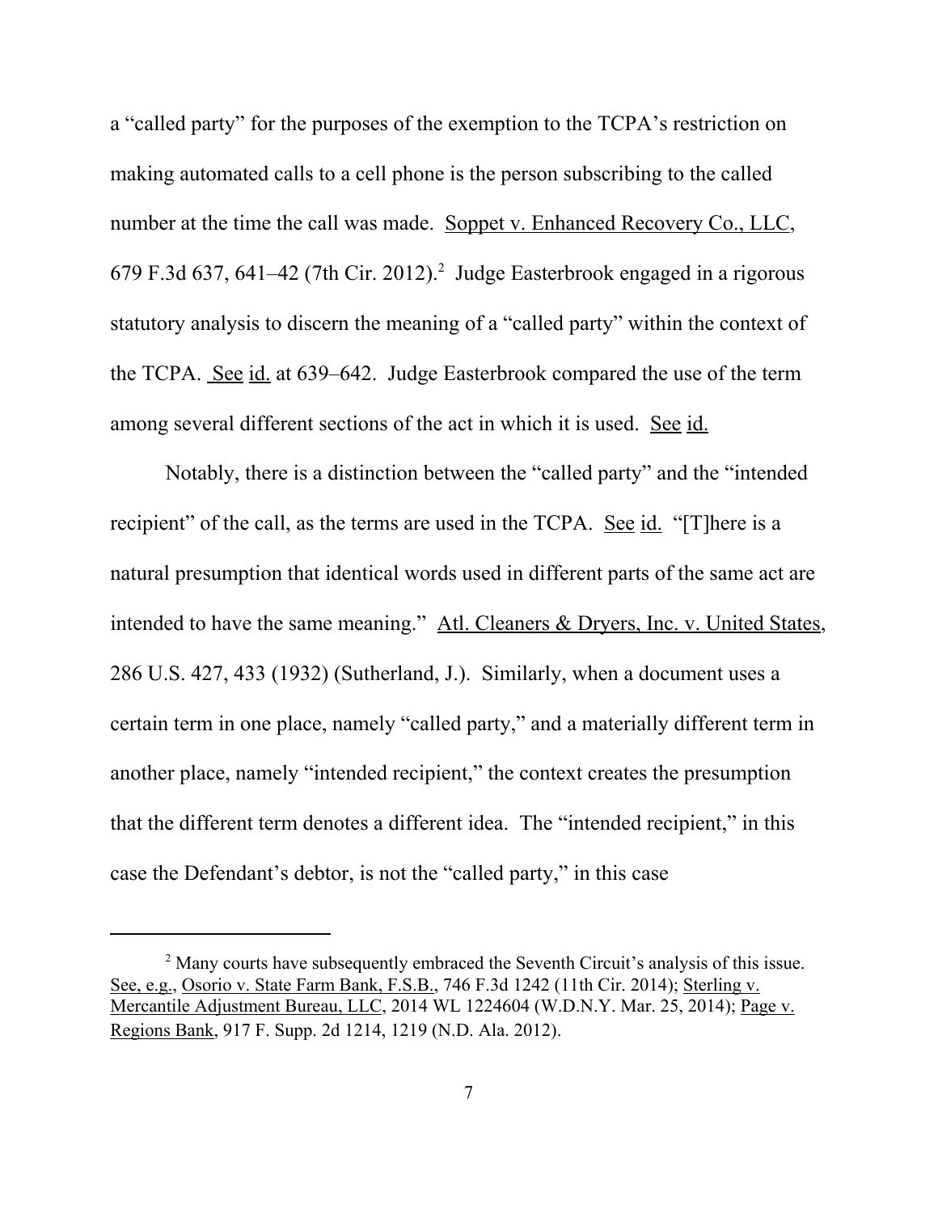a "called party" for the purposes of the exemption to the TCPA's restriction on making automated calls to a cell phone is the person subscribing to the called number at the time the call was made. Soppet v. Enhanced Recovery Co., LLC, 679 F.3d 637, 641–42 (7th Cir. 2012).[2] Judge Easterbrook engaged in a rigorous statutory analysis to discern the meaning of a "called party" within the context of the TCPA. See id. at 639–642. Judge Easterbrook compared the use of the term among several different sections of the act in which it is used. See id.

Notably, there is a distinction between the "called party" and the "intended recipient" of the call, as the terms are used in the TCPA. See id. "[T]here is a natural presumption that identical words used in different parts of the same act are intended to have the same meaning." Atl. Cleaners & Dryers, Inc. v. United States, 286 U.S. 427, 433 (1932) (Sutherland, J.). Similarly, when a document uses a certain term in one place, namely "called party," and a materially different term in another place, namely "intended recipient," the context creates the presumption that the different term denotes a different idea. The "intended recipient," in this case the Defendant's debtor, is not the "called party," in this case

---

[2] Many courts have subsequently embraced the Seventh Circuit's analysis of this issue. See, e.g., Osorio v. State Farm Bank, F.S.B., 746 F.3d 1242 (11th Cir. 2014); Sterling v. Mercantile Adjustment Bureau, LLC, 2014 WL 1224604 (W.D.N.Y. Mar. 25, 2014); Page v. Regions Bank, 917 F. Supp. 2d 1214, 1219 (N.D. Ala. 2012).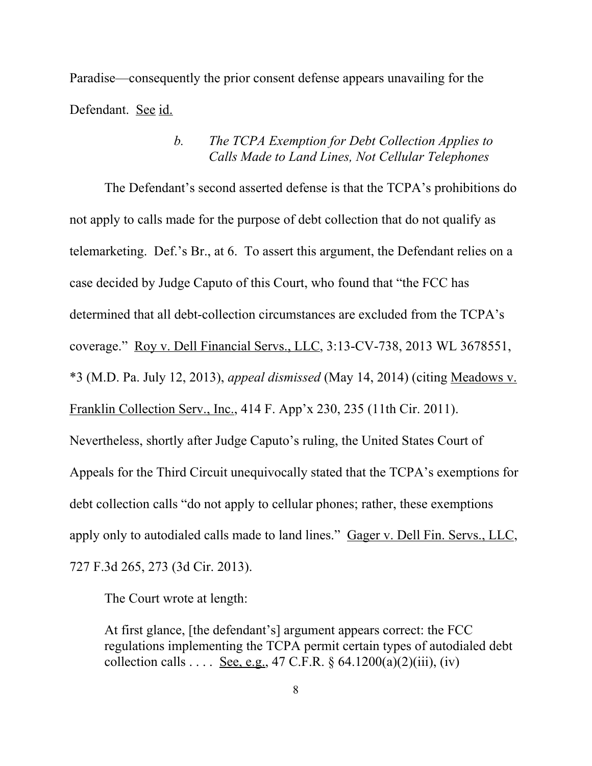Paradise—consequently the prior consent defense appears unavailing for the Defendant. See id.

### *b. The TCPA Exemption for Debt Collection Applies to Calls Made to Land Lines, Not Cellular Telephones*

The Defendant's second asserted defense is that the TCPA's prohibitions do not apply to calls made for the purpose of debt collection that do not qualify as telemarketing. Def.'s Br., at 6. To assert this argument, the Defendant relies on a case decided by Judge Caputo of this Court, who found that "the FCC has determined that all debt-collection circumstances are excluded from the TCPA's coverage." Roy v. Dell Financial Servs., LLC, 3:13-CV-738, 2013 WL 3678551, *3 (M.D. Pa. July 12, 2013), *appeal dismissed* (May 14, 2014) (citing Meadows v. Franklin Collection Serv., Inc., 414 F. App'x 230, 235 (11th Cir. 2011). Nevertheless, shortly after Judge Caputo's ruling, the United States Court of Appeals for the Third Circuit unequivocally stated that the TCPA's exemptions for debt collection calls "do not apply to cellular phones; rather, these exemptions apply only to autodialed calls made to land lines." Gager v. Dell Fin. Servs., LLC, 727 F.3d 265, 273 (3d Cir. 2013).

The Court wrote at length:

> At first glance, [the defendant's] argument appears correct: the FCC regulations implementing the TCPA permit certain types of autodialed debt collection calls . . . . See, e.g., 47 C.F.R. § 64.1200(a)(2)(iii), (iv)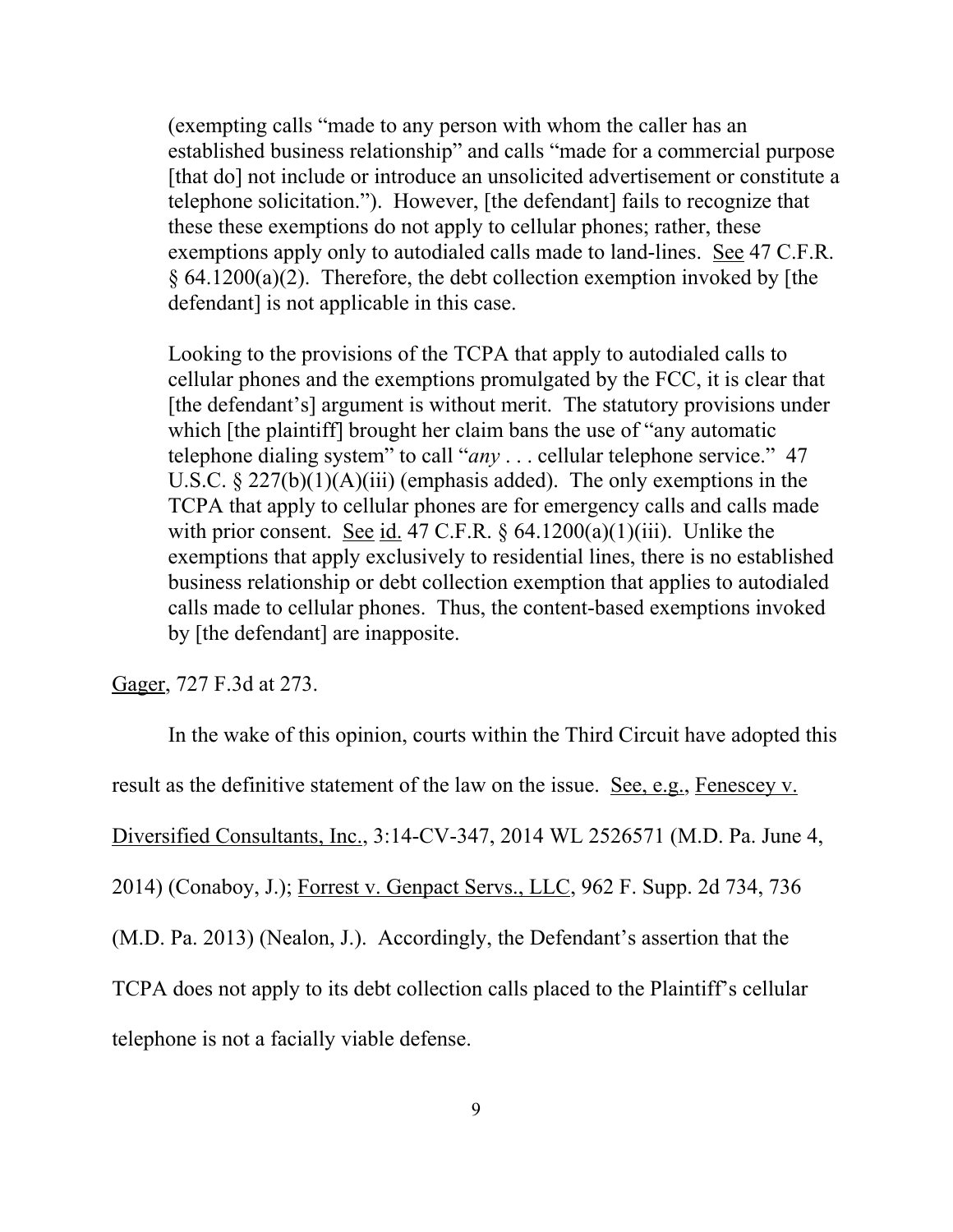> (exempting calls "made to any person with whom the caller has an established business relationship" and calls "made for a commercial purpose [that do] not include or introduce an unsolicited advertisement or constitute a telephone solicitation."). However, [the defendant] fails to recognize that these these exemptions do not apply to cellular phones; rather, these exemptions apply only to autodialed calls made to land-lines. See 47 C.F.R. § 64.1200(a)(2). Therefore, the debt collection exemption invoked by [the defendant] is not applicable in this case.
>
> Looking to the provisions of the TCPA that apply to autodialed calls to cellular phones and the exemptions promulgated by the FCC, it is clear that [the defendant's] argument is without merit. The statutory provisions under which [the plaintiff] brought her claim bans the use of "any automatic telephone dialing system" to call "*any* . . . cellular telephone service." 47 U.S.C. § 227(b)(1)(A)(iii) (emphasis added). The only exemptions in the TCPA that apply to cellular phones are for emergency calls and calls made with prior consent. See id. 47 C.F.R. § 64.1200(a)(1)(iii). Unlike the exemptions that apply exclusively to residential lines, there is no established business relationship or debt collection exemption that applies to autodialed calls made to cellular phones. Thus, the content-based exemptions invoked by [the defendant] are inapposite.

Gager, 727 F.3d at 273.

In the wake of this opinion, courts within the Third Circuit have adopted this result as the definitive statement of the law on the issue. See, e.g., Fenescey v. Diversified Consultants, Inc., 3:14-CV-347, 2014 WL 2526571 (M.D. Pa. June 4, 2014) (Conaboy, J.); Forrest v. Genpact Servs., LLC, 962 F. Supp. 2d 734, 736 (M.D. Pa. 2013) (Nealon, J.). Accordingly, the Defendant's assertion that the TCPA does not apply to its debt collection calls placed to the Plaintiff's cellular telephone is not a facially viable defense.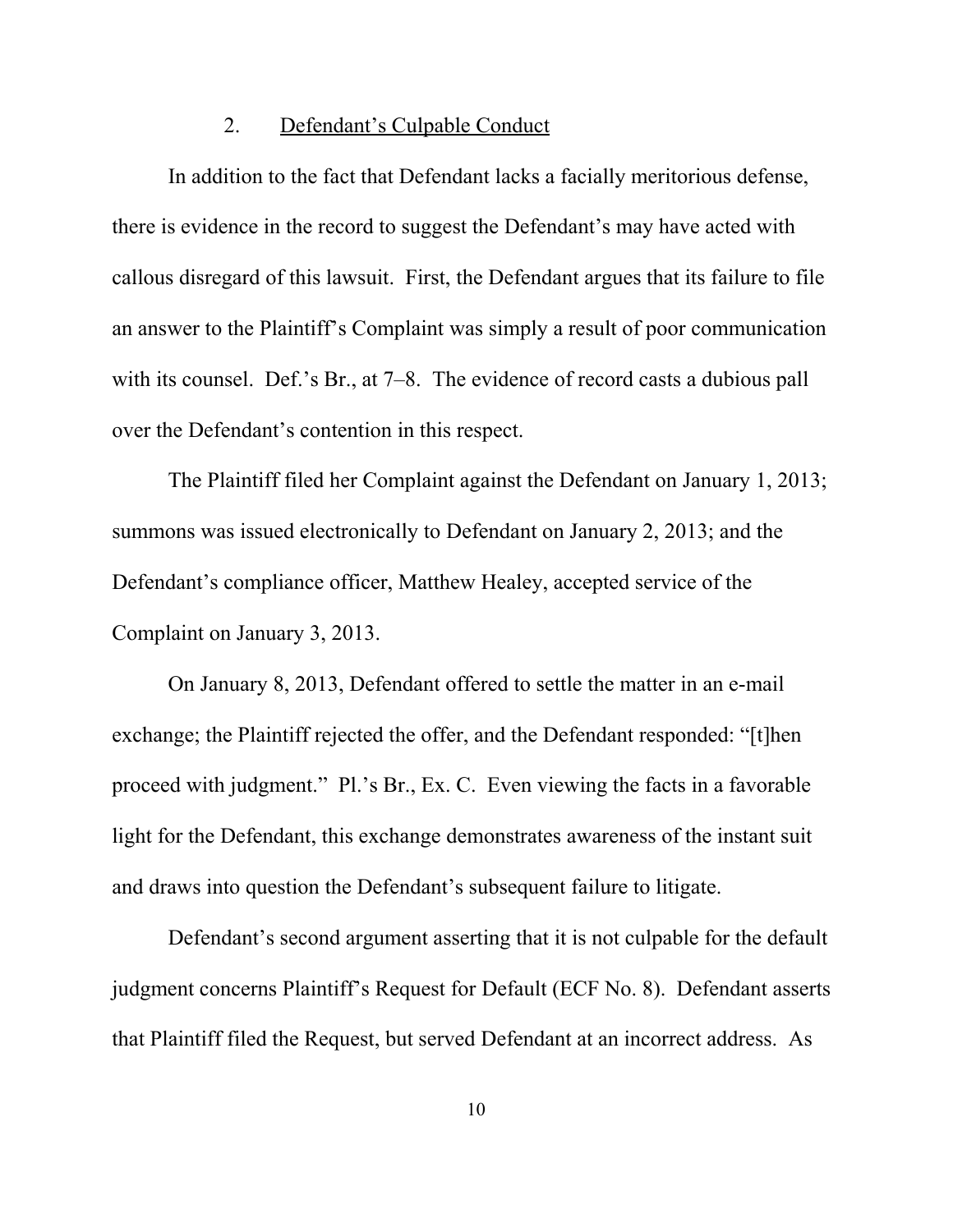### 2. <u>Defendant's Culpable Conduct</u>

In addition to the fact that Defendant lacks a facially meritorious defense, there is evidence in the record to suggest the Defendant's may have acted with callous disregard of this lawsuit. First, the Defendant argues that its failure to file an answer to the Plaintiff's Complaint was simply a result of poor communication with its counsel. Def.'s Br., at 7–8. The evidence of record casts a dubious pall over the Defendant's contention in this respect.

The Plaintiff filed her Complaint against the Defendant on January 1, 2013; summons was issued electronically to Defendant on January 2, 2013; and the Defendant's compliance officer, Matthew Healey, accepted service of the Complaint on January 3, 2013.

On January 8, 2013, Defendant offered to settle the matter in an e-mail exchange; the Plaintiff rejected the offer, and the Defendant responded: "[t]hen proceed with judgment." Pl.'s Br., Ex. C. Even viewing the facts in a favorable light for the Defendant, this exchange demonstrates awareness of the instant suit and draws into question the Defendant's subsequent failure to litigate.

Defendant's second argument asserting that it is not culpable for the default judgment concerns Plaintiff's Request for Default (ECF No. 8). Defendant asserts that Plaintiff filed the Request, but served Defendant at an incorrect address. As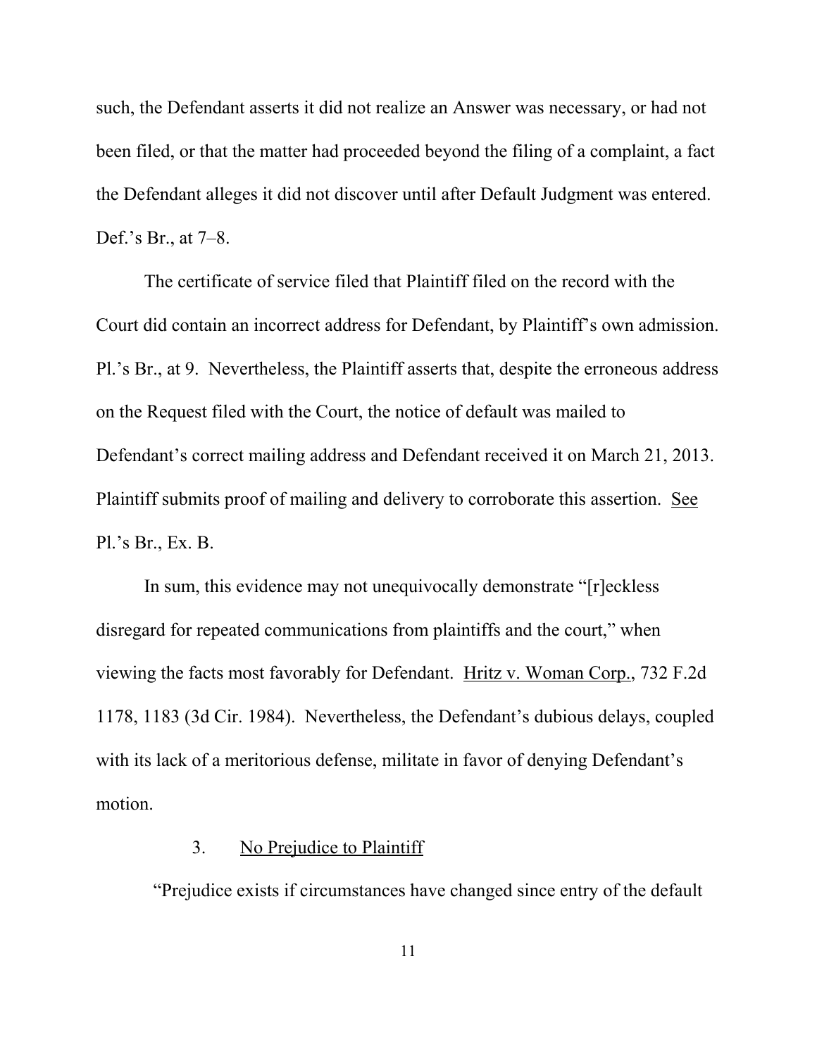such, the Defendant asserts it did not realize an Answer was necessary, or had not been filed, or that the matter had proceeded beyond the filing of a complaint, a fact the Defendant alleges it did not discover until after Default Judgment was entered. Def.'s Br., at 7–8.

The certificate of service filed that Plaintiff filed on the record with the Court did contain an incorrect address for Defendant, by Plaintiff's own admission. Pl.'s Br., at 9. Nevertheless, the Plaintiff asserts that, despite the erroneous address on the Request filed with the Court, the notice of default was mailed to Defendant's correct mailing address and Defendant received it on March 21, 2013. Plaintiff submits proof of mailing and delivery to corroborate this assertion. See Pl.'s Br., Ex. B.

In sum, this evidence may not unequivocally demonstrate "[r]eckless disregard for repeated communications from plaintiffs and the court," when viewing the facts most favorably for Defendant. Hritz v. Woman Corp., 732 F.2d 1178, 1183 (3d Cir. 1984). Nevertheless, the Defendant's dubious delays, coupled with its lack of a meritorious defense, militate in favor of denying Defendant's motion.

### 3. No Prejudice to Plaintiff

"Prejudice exists if circumstances have changed since entry of the default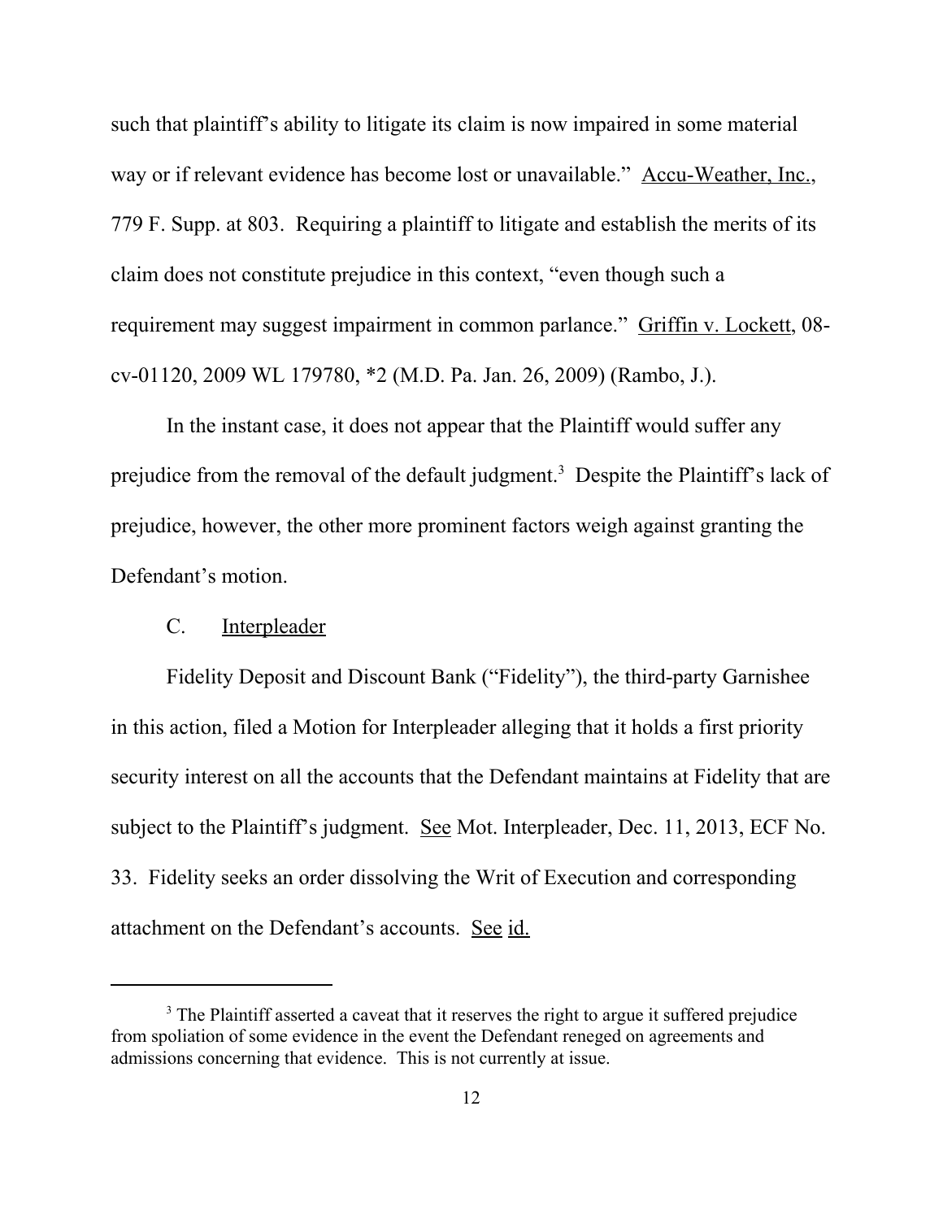such that plaintiff's ability to litigate its claim is now impaired in some material way or if relevant evidence has become lost or unavailable." Accu-Weather, Inc., 779 F. Supp. at 803. Requiring a plaintiff to litigate and establish the merits of its claim does not constitute prejudice in this context, "even though such a requirement may suggest impairment in common parlance." Griffin v. Lockett, 08-cv-01120, 2009 WL 179780, *2 (M.D. Pa. Jan. 26, 2009) (Rambo, J.).

In the instant case, it does not appear that the Plaintiff would suffer any prejudice from the removal of the default judgment.[3] Despite the Plaintiff's lack of prejudice, however, the other more prominent factors weigh against granting the Defendant's motion.

C. Interpleader

Fidelity Deposit and Discount Bank ("Fidelity"), the third-party Garnishee in this action, filed a Motion for Interpleader alleging that it holds a first priority security interest on all the accounts that the Defendant maintains at Fidelity that are subject to the Plaintiff's judgment. See Mot. Interpleader, Dec. 11, 2013, ECF No. 33. Fidelity seeks an order dissolving the Writ of Execution and corresponding attachment on the Defendant's accounts. See id.

[3] The Plaintiff asserted a caveat that it reserves the right to argue it suffered prejudice from spoliation of some evidence in the event the Defendant reneged on agreements and admissions concerning that evidence. This is not currently at issue.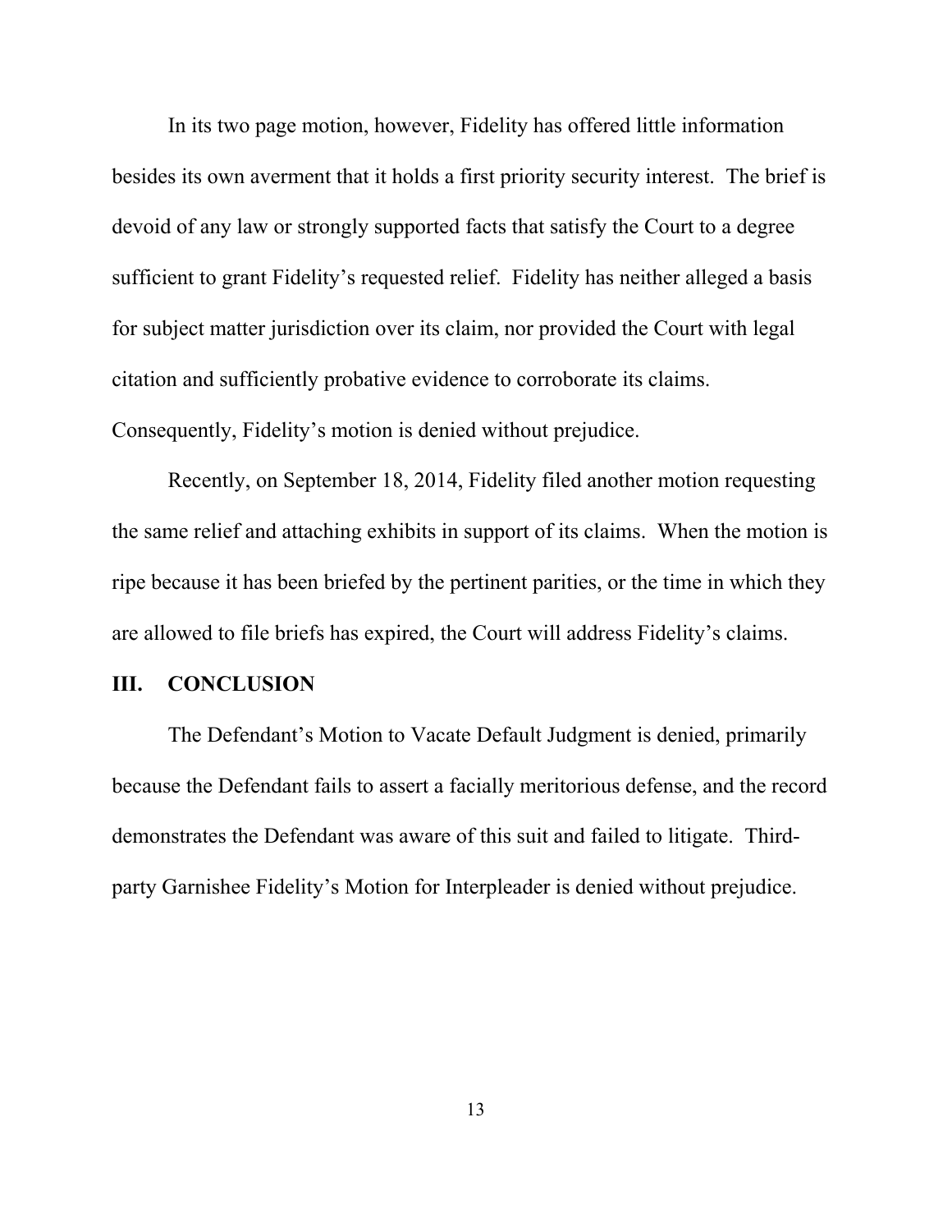In its two page motion, however, Fidelity has offered little information besides its own averment that it holds a first priority security interest. The brief is devoid of any law or strongly supported facts that satisfy the Court to a degree sufficient to grant Fidelity's requested relief. Fidelity has neither alleged a basis for subject matter jurisdiction over its claim, nor provided the Court with legal citation and sufficiently probative evidence to corroborate its claims. Consequently, Fidelity's motion is denied without prejudice.

Recently, on September 18, 2014, Fidelity filed another motion requesting the same relief and attaching exhibits in support of its claims. When the motion is ripe because it has been briefed by the pertinent parities, or the time in which they are allowed to file briefs has expired, the Court will address Fidelity's claims.

## III. CONCLUSION

The Defendant's Motion to Vacate Default Judgment is denied, primarily because the Defendant fails to assert a facially meritorious defense, and the record demonstrates the Defendant was aware of this suit and failed to litigate. Third-party Garnishee Fidelity's Motion for Interpleader is denied without prejudice.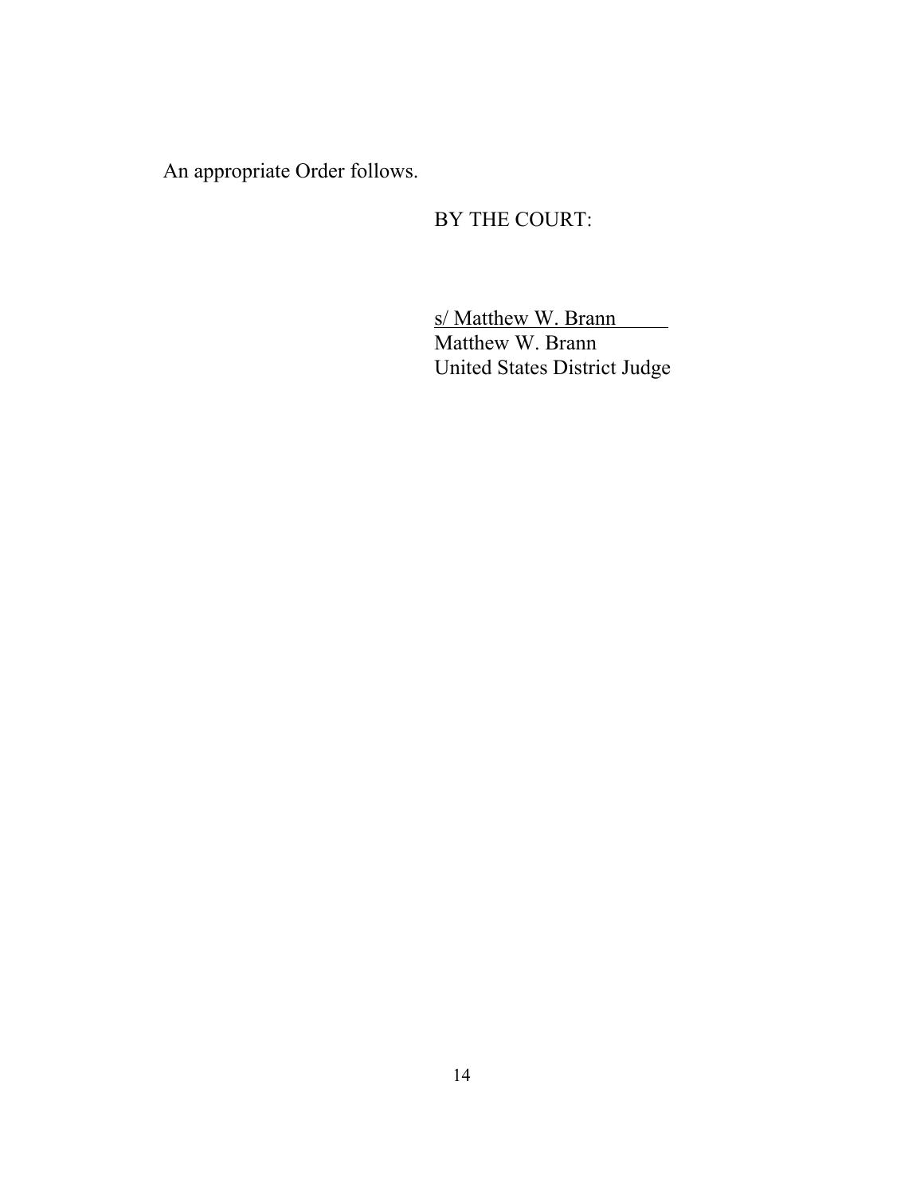An appropriate Order follows.

BY THE COURT:

s/ Matthew W. Brann
Matthew W. Brann
United States District Judge